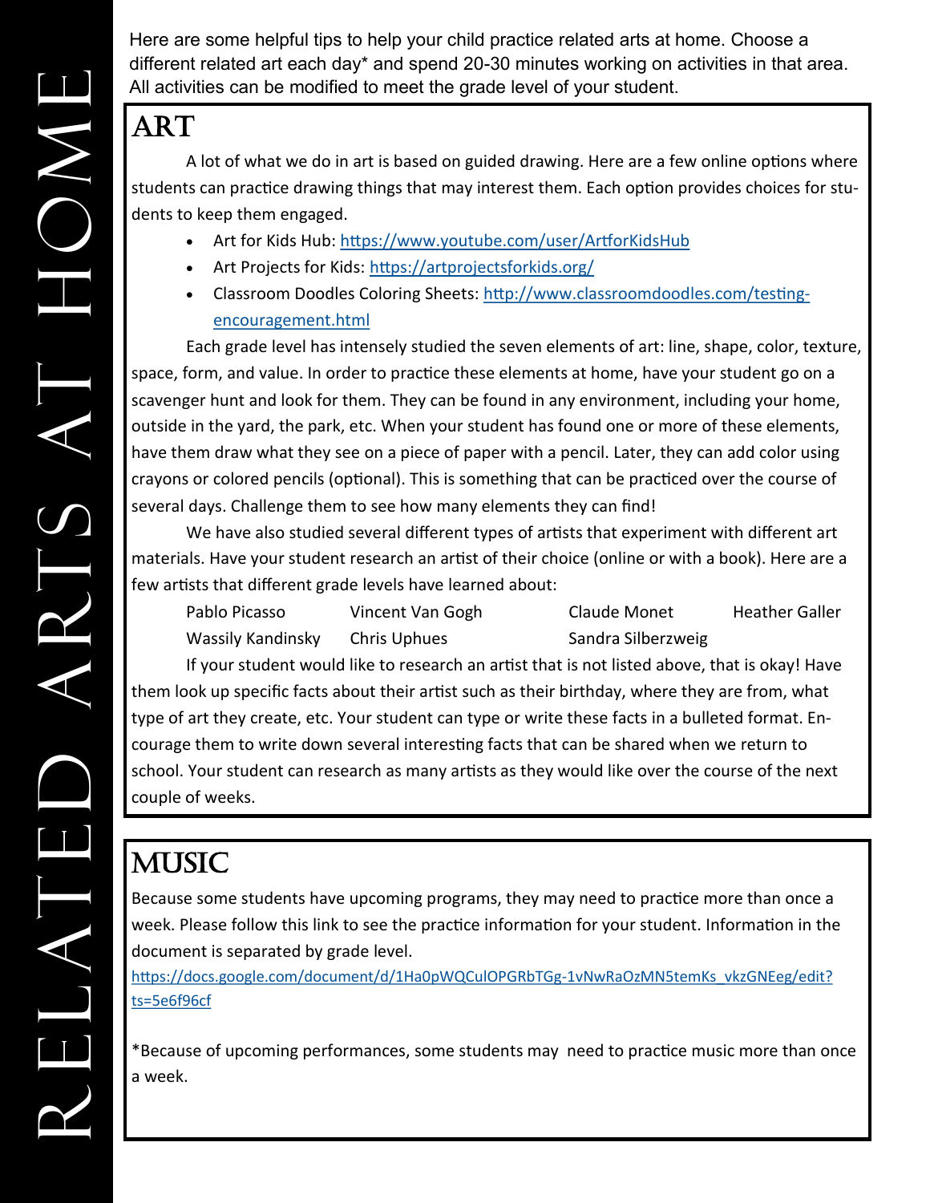# RELATED ARTS AT HOME

Here are some helpful tips to help your child practice related arts at home. Choose a different related art each day* and spend 20-30 minutes working on activities in that area. All activities can be modified to meet the grade level of your student.

## ART

A lot of what we do in art is based on guided drawing. Here are a few online options where students can practice drawing things that may interest them. Each option provides choices for students to keep them engaged.

- Art for Kids Hub: https://www.youtube.com/user/ArtforKidsHub
- Art Projects for Kids: https://artprojectsforkids.org/
- Classroom Doodles Coloring Sheets: http://www.classroomdoodles.com/testing-encouragement.html

Each grade level has intensely studied the seven elements of art: line, shape, color, texture, space, form, and value. In order to practice these elements at home, have your student go on a scavenger hunt and look for them. They can be found in any environment, including your home, outside in the yard, the park, etc. When your student has found one or more of these elements, have them draw what they see on a piece of paper with a pencil. Later, they can add color using crayons or colored pencils (optional). This is something that can be practiced over the course of several days. Challenge them to see how many elements they can find!

We have also studied several different types of artists that experiment with different art materials. Have your student research an artist of their choice (online or with a book). Here are a few artists that different grade levels have learned about:

Pablo Picasso, Vincent Van Gogh, Claude Monet, Heather Galler, Wassily Kandinsky, Chris Uphues, Sandra Silberzweig

If your student would like to research an artist that is not listed above, that is okay! Have them look up specific facts about their artist such as their birthday, where they are from, what type of art they create, etc. Your student can type or write these facts in a bulleted format. Encourage them to write down several interesting facts that can be shared when we return to school. Your student can research as many artists as they would like over the course of the next couple of weeks.

## MUSIC

Because some students have upcoming programs, they may need to practice more than once a week. Please follow this link to see the practice information for your student. Information in the document is separated by grade level.

https://docs.google.com/document/d/1Ha0pWQCulOPGRbTGg-1vNwRaOzMN5temKs_vkzGNEeg/edit?ts=5e6f96cf

*Because of upcoming performances, some students may need to practice music more than once a week.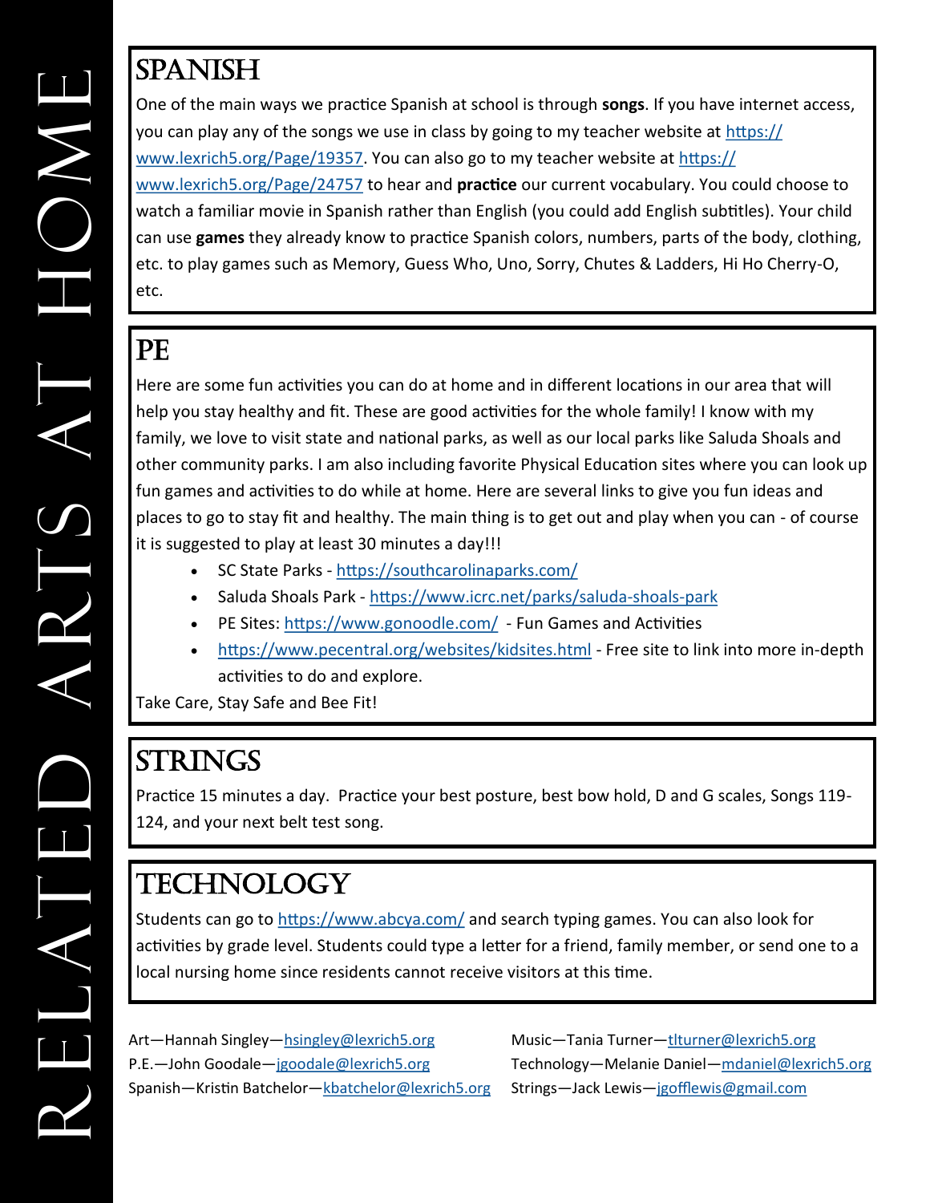# RELATED ARTS AT HOME

## SPANISH

One of the main ways we practice Spanish at school is through **songs**. If you have internet access, you can play any of the songs we use in class by going to my teacher website at https://www.lexrich5.org/Page/19357. You can also go to my teacher website at https://www.lexrich5.org/Page/24757 to hear and **practice** our current vocabulary. You could choose to watch a familiar movie in Spanish rather than English (you could add English subtitles). Your child can use **games** they already know to practice Spanish colors, numbers, parts of the body, clothing, etc. to play games such as Memory, Guess Who, Uno, Sorry, Chutes & Ladders, Hi Ho Cherry-O, etc.

## PE

Here are some fun activities you can do at home and in different locations in our area that will help you stay healthy and fit. These are good activities for the whole family! I know with my family, we love to visit state and national parks, as well as our local parks like Saluda Shoals and other community parks. I am also including favorite Physical Education sites where you can look up fun games and activities to do while at home. Here are several links to give you fun ideas and places to go to stay fit and healthy. The main thing is to get out and play when you can - of course it is suggested to play at least 30 minutes a day!!!

- SC State Parks - https://southcarolinaparks.com/
- Saluda Shoals Park - https://www.icrc.net/parks/saluda-shoals-park
- PE Sites: https://www.gonoodle.com/ - Fun Games and Activities
- https://www.pecentral.org/websites/kidsites.html - Free site to link into more in-depth activities to do and explore.

Take Care, Stay Safe and Bee Fit!

## STRINGS

Practice 15 minutes a day. Practice your best posture, best bow hold, D and G scales, Songs 119-124, and your next belt test song.

## TECHNOLOGY

Students can go to https://www.abcya.com/ and search typing games. You can also look for activities by grade level. Students could type a letter for a friend, family member, or send one to a local nursing home since residents cannot receive visitors at this time.

Art—Hannah Singley—hsingley@lexrich5.org
P.E.—John Goodale—jgoodale@lexrich5.org
Spanish—Kristin Batchelor—kbatchelor@lexrich5.org
Music—Tania Turner—tlturner@lexrich5.org
Technology—Melanie Daniel—mdaniel@lexrich5.org
Strings—Jack Lewis—jgofflewis@gmail.com